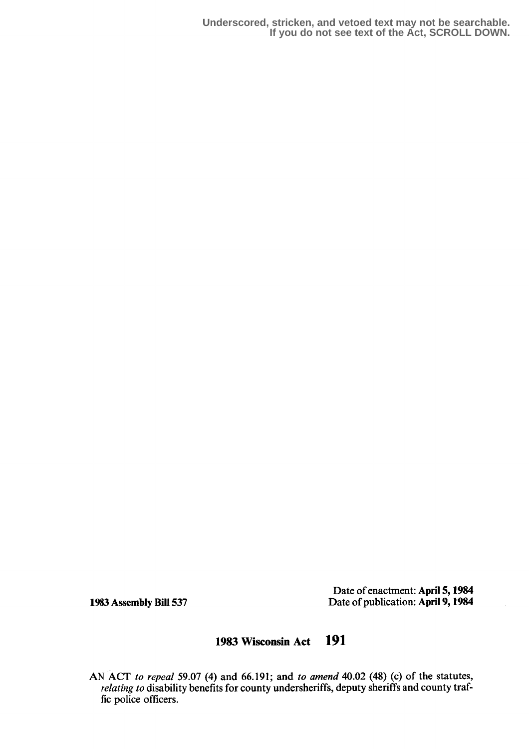Underscored, stricken, and vetoed text may not be searchable.
If you do not see text of the Act, SCROLL DOWN.

**1983 Assembly Bill 537**

Date of enactment: **April 5, 1984**
Date of publication: **April 9, 1984**

# 1983 Wisconsin Act 191

AN ACT *to repeal* 59.07 (4) and 66.191; and *to amend* 40.02 (48) (c) of the statutes, *relating to* disability benefits for county undersheriffs, deputy sheriffs and county traffic police officers.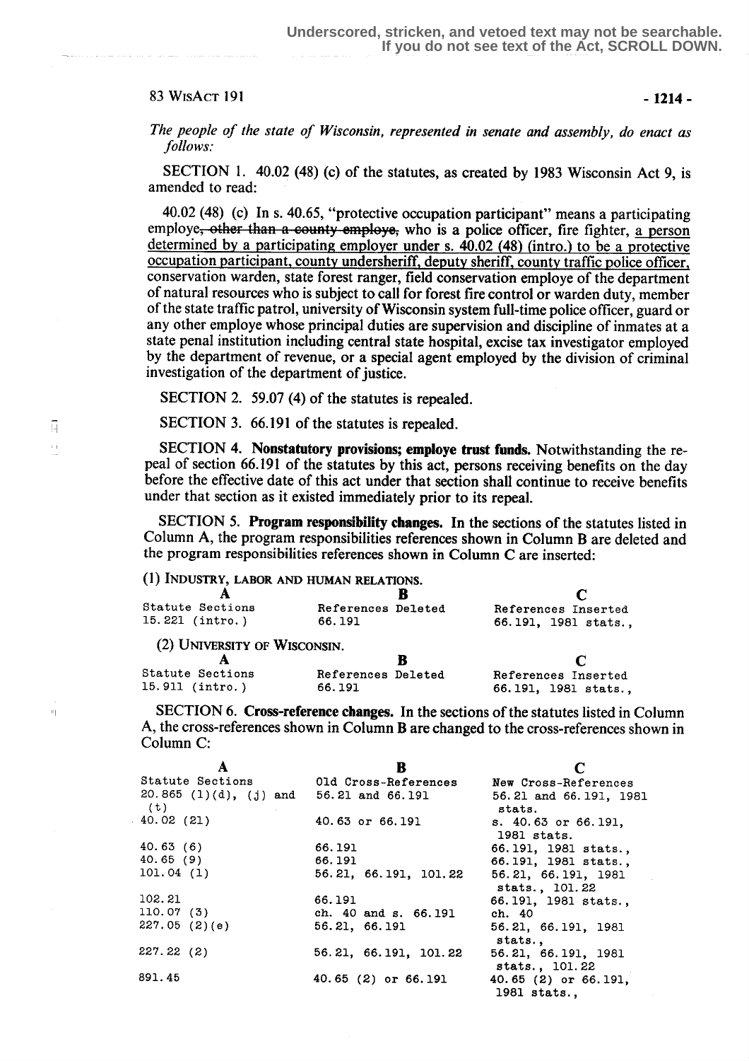*The people of the state of Wisconsin, represented in senate and assembly, do enact as follows:*

SECTION 1. 40.02 (48) (c) of the statutes, as created by 1983 Wisconsin Act 9, is amended to read:

40.02 (48) (c) In s. 40.65, "protective occupation participant" means a participating employe~~, other than a county employe,~~ who is a police officer, fire fighter, <u>a person determined by a participating employer under s. 40.02 (48) (intro.) to be a protective occupation participant, county undersheriff, deputy sheriff, county traffic police officer,</u> conservation warden, state forest ranger, field conservation employe of the department of natural resources who is subject to call for forest fire control or warden duty, member of the state traffic patrol, university of Wisconsin system full-time police officer, guard or any other employe whose principal duties are supervision and discipline of inmates at a state penal institution including central state hospital, excise tax investigator employed by the department of revenue, or a special agent employed by the division of criminal investigation of the department of justice.

SECTION 2. 59.07 (4) of the statutes is repealed.

SECTION 3. 66.191 of the statutes is repealed.

SECTION 4. **Nonstatutory provisions; employe trust funds.** Notwithstanding the repeal of section 66.191 of the statutes by this act, persons receiving benefits on the day before the effective date of this act under that section shall continue to receive benefits under that section as it existed immediately prior to its repeal.

SECTION 5. **Program responsibility changes.** In the sections of the statutes listed in Column A, the program responsibilities references shown in Column B are deleted and the program responsibilities references shown in Column C are inserted:

(1) INDUSTRY, LABOR AND HUMAN RELATIONS.

| A | B | C |
|---|---|---|
| Statute Sections | References Deleted | References Inserted |
| 15.221 (intro.) | 66.191 | 66.191, 1981 stats., |

(2) UNIVERSITY OF WISCONSIN.

| A | B | C |
|---|---|---|
| Statute Sections | References Deleted | References Inserted |
| 15.911 (intro.) | 66.191 | 66.191, 1981 stats., |

SECTION 6. **Cross-reference changes.** In the sections of the statutes listed in Column A, the cross-references shown in Column B are changed to the cross-references shown in Column C:

| A | B | C |
|---|---|---|
| Statute Sections | Old Cross-References | New Cross-References |
| 20.865 (1)(d), (j) and (t) | 56.21 and 66.191 | 56.21 and 66.191, 1981 stats. |
| 40.02 (21) | 40.63 or 66.191 | s. 40.63 or 66.191, 1981 stats. |
| 40.63 (6) | 66.191 | 66.191, 1981 stats., |
| 40.65 (9) | 66.191 | 66.191, 1981 stats., |
| 101.04 (1) | 56.21, 66.191, 101.22 | 56.21, 66.191, 1981 stats., 101.22 |
| 102.21 | 66.191 | 66.191, 1981 stats., |
| 110.07 (3) | ch. 40 and s. 66.191 | ch. 40 |
| 227.05 (2)(e) | 56.21, 66.191 | 56.21, 66.191, 1981 stats., |
| 227.22 (2) | 56.21, 66.191, 101.22 | 56.21, 66.191, 1981 stats., 101.22 |
| 891.45 | 40.65 (2) or 66.191 | 40.65 (2) or 66.191, 1981 stats., |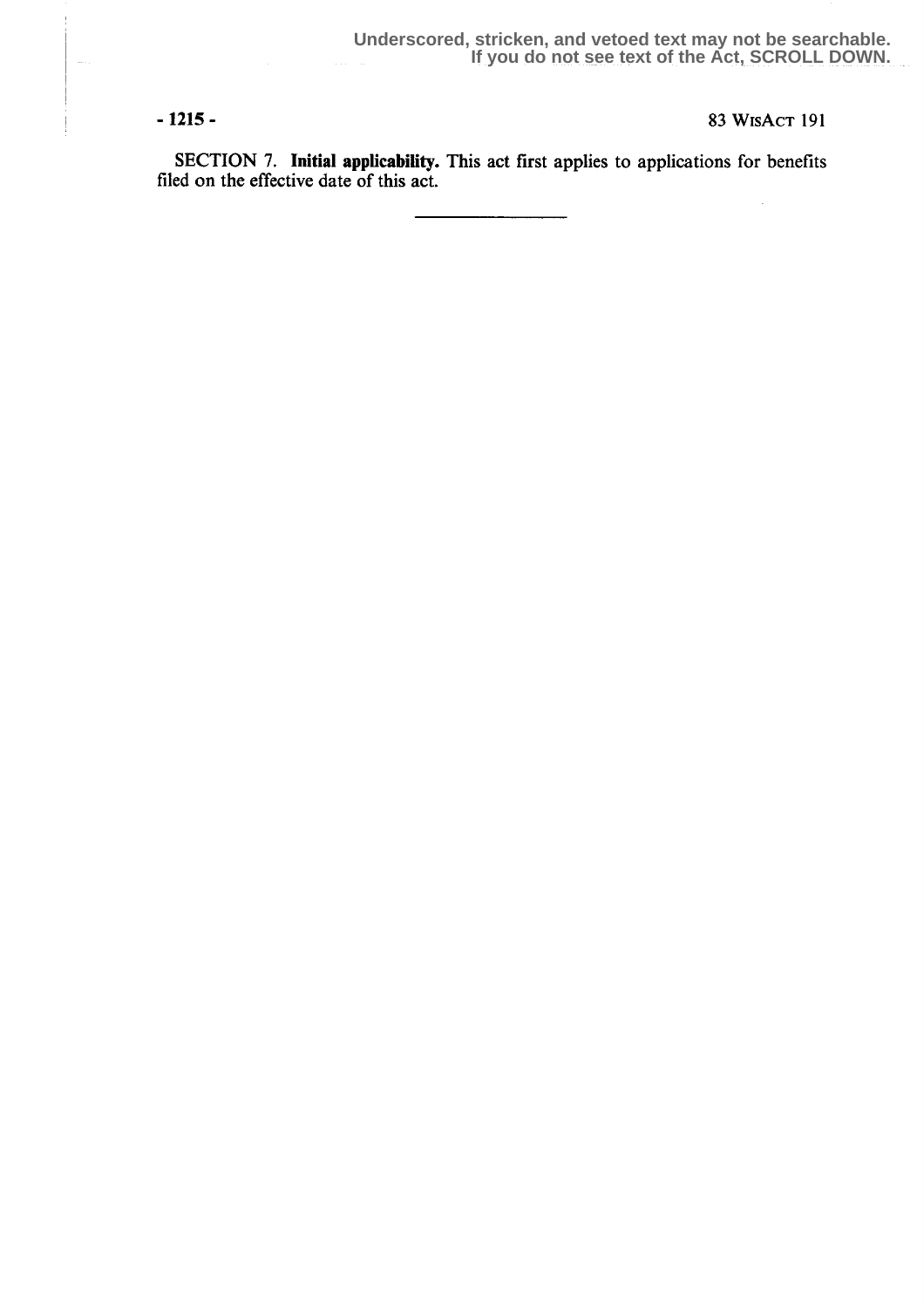SECTION 7. **Initial applicability.** This act first applies to applications for benefits filed on the effective date of this act.